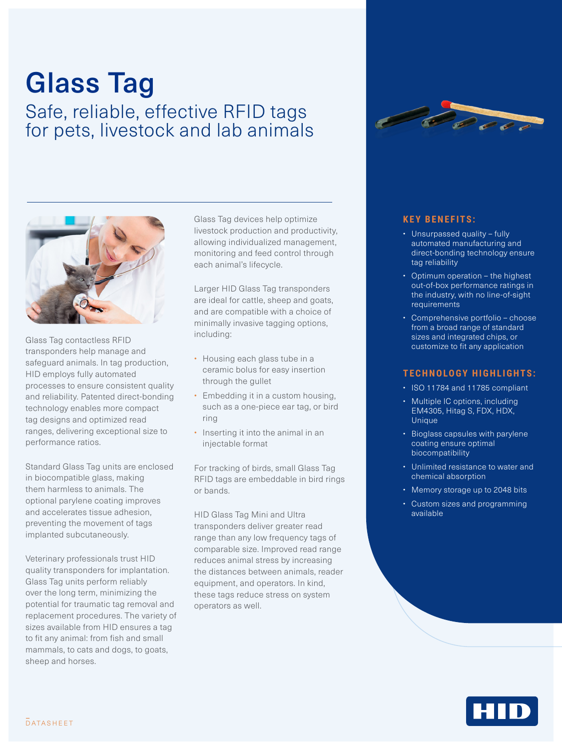# Glass Tag

## Safe, reliable, effective RFID tags for pets, livestock and lab animals

Glass Tag contactless RFID transponders help manage and safeguard animals. In tag production, HID employs fully automated processes to ensure consistent quality and reliability. Patented direct-bonding technology enables more compact tag designs and optimized read ranges, delivering exceptional size to performance ratios.

Standard Glass Tag units are enclosed in biocompatible glass, making them harmless to animals. The optional parylene coating improves and accelerates tissue adhesion, preventing the movement of tags implanted subcutaneously.

Veterinary professionals trust HID quality transponders for implantation. Glass Tag units perform reliably over the long term, minimizing the potential for traumatic tag removal and replacement procedures. The variety of sizes available from HID ensures a tag to fit any animal: from fish and small mammals, to cats and dogs, to goats, sheep and horses.

Glass Tag devices help optimize livestock production and productivity, allowing individualized management, monitoring and feed control through each animal's lifecycle.

Larger HID Glass Tag transponders are ideal for cattle, sheep and goats, and are compatible with a choice of minimally invasive tagging options, including:

- Housing each glass tube in a ceramic bolus for easy insertion through the gullet
- Embedding it in a custom housing, such as a one-piece ear tag, or bird ring
- Inserting it into the animal in an injectable format

For tracking of birds, small Glass Tag RFID tags are embeddable in bird rings or bands.

HID Glass Tag Mini and Ultra transponders deliver greater read range than any low frequency tags of comparable size. Improved read range reduces animal stress by increasing the distances between animals, reader equipment, and operators. In kind, these tags reduce stress on system operators as well.

### KEY BENEFITS:

- Unsurpassed quality – fully automated manufacturing and direct-bonding technology ensure tag reliability
- Optimum operation – the highest out-of-box performance ratings in the industry, with no line-of-sight requirements
- Comprehensive portfolio – choose from a broad range of standard sizes and integrated chips, or customize to fit any application

### TECHNOLOGY HIGHLIGHTS:

- ISO 11784 and 11785 compliant
- Multiple IC options, including EM4305, Hitag S, FDX, HDX, Unique
- Bioglass capsules with parylene coating ensure optimal biocompatibility
- Unlimited resistance to water and chemical absorption
- Memory storage up to 2048 bits
- Custom sizes and programming available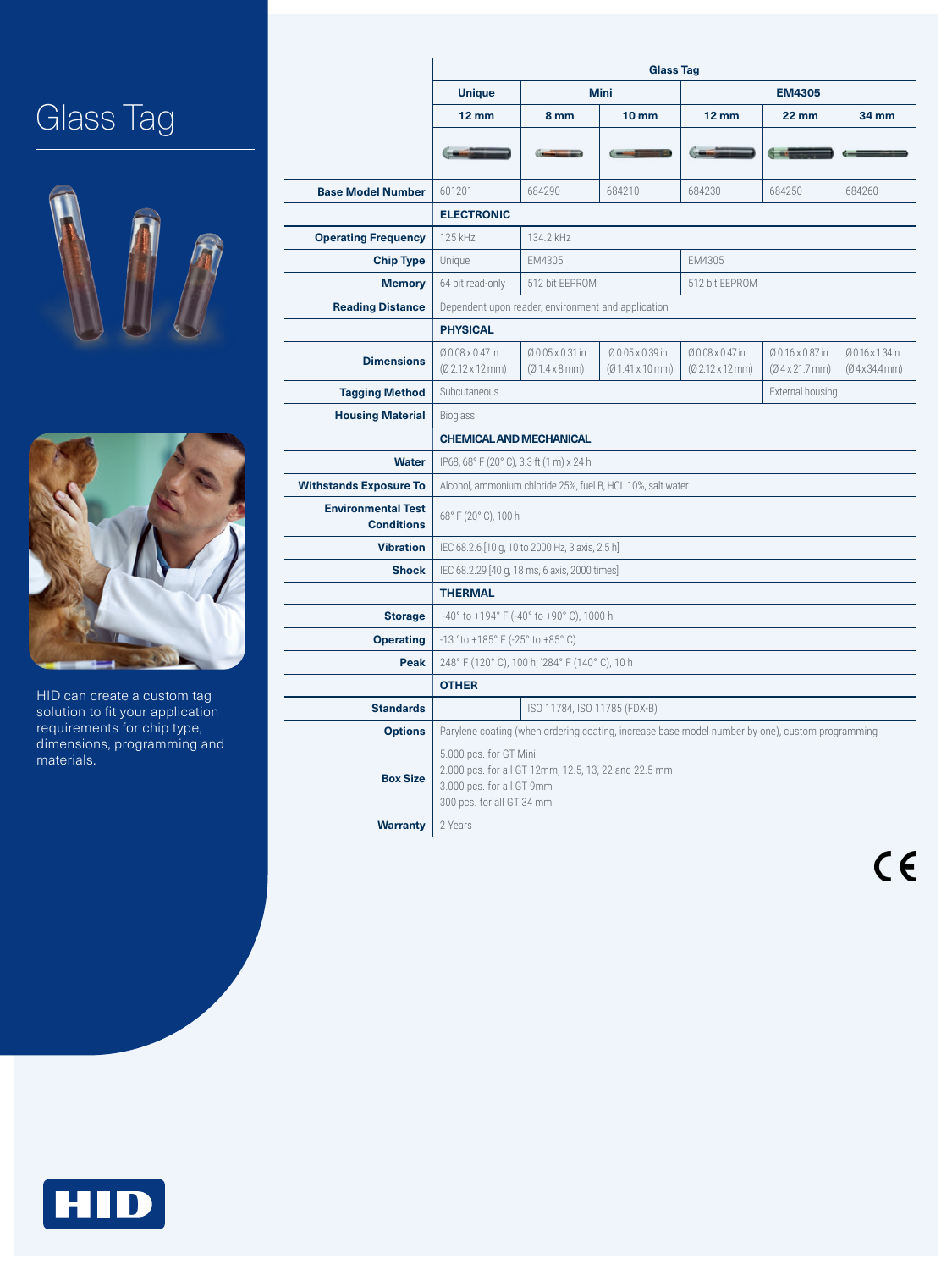# Glass Tag

HID can create a custom tag solution to fit your application requirements for chip type, dimensions, programming and materials.

| | Glass Tag | | | | | |
|---|---|---|---|---|---|---|
| | Unique | Mini | | EM4305 | | |
| | 12 mm | 8 mm | 10 mm | 12 mm | 22 mm | 34 mm |
| **Base Model Number** | 601201 | 684290 | 684210 | 684230 | 684250 | 684260 |
| | **ELECTRONIC** | | | | | |
| **Operating Frequency** | 125 kHz | 134.2 kHz | | | | |
| **Chip Type** | Unique | EM4305 | | EM4305 | | |
| **Memory** | 64 bit read-only | 512 bit EEPROM | | 512 bit EEPROM | | |
| **Reading Distance** | Dependent upon reader, environment and application | | | | | |
| | **PHYSICAL** | | | | | |
| **Dimensions** | Ø 0.08 x 0.47 in (Ø 2.12 x 12 mm) | Ø 0.05 x 0.31 in (Ø 1.4 x 8 mm) | Ø 0.05 x 0.39 in (Ø 1.41 x 10 mm) | Ø 0.08 x 0.47 in (Ø 2.12 x 12 mm) | Ø 0.16 x 0.87 in (Ø 4 x 21.7 mm) | Ø 0.16 x 1.34 in (Ø 4 x 34.4 mm) |
| **Tagging Method** | Subcutaneous | | | | External housing | |
| **Housing Material** | Bioglass | | | | | |
| | **CHEMICAL AND MECHANICAL** | | | | | |
| **Water** | IP68, 68° F (20° C), 3.3 ft (1 m) x 24 h | | | | | |
| **Withstands Exposure To** | Alcohol, ammonium chloride 25%, fuel B, HCL 10%, salt water | | | | | |
| **Environmental Test Conditions** | 68° F (20° C), 100 h | | | | | |
| **Vibration** | IEC 68.2.6 [10 g, 10 to 2000 Hz, 3 axis, 2.5 h] | | | | | |
| **Shock** | IEC 68.2.29 [40 g, 18 ms, 6 axis, 2000 times] | | | | | |
| | **THERMAL** | | | | | |
| **Storage** | -40° to +194° F (-40° to +90° C), 1000 h | | | | | |
| **Operating** | -13 °to +185° F (-25° to +85° C) | | | | | |
| **Peak** | 248° F (120° C), 100 h; '284° F (140° C), 10 h | | | | | |
| | **OTHER** | | | | | |
| **Standards** | | ISO 11784, ISO 11785 (FDX-B) | | | | |
| **Options** | Parylene coating (when ordering coating, increase base model number by one), custom programming | | | | | |
| **Box Size** | 5.000 pcs. for GT Mini<br>2.000 pcs. for all GT 12mm, 12.5, 13, 22 and 22.5 mm<br>3.000 pcs. for all GT 9mm<br>300 pcs. for all GT 34 mm | | | | | |
| **Warranty** | 2 Years | | | | | |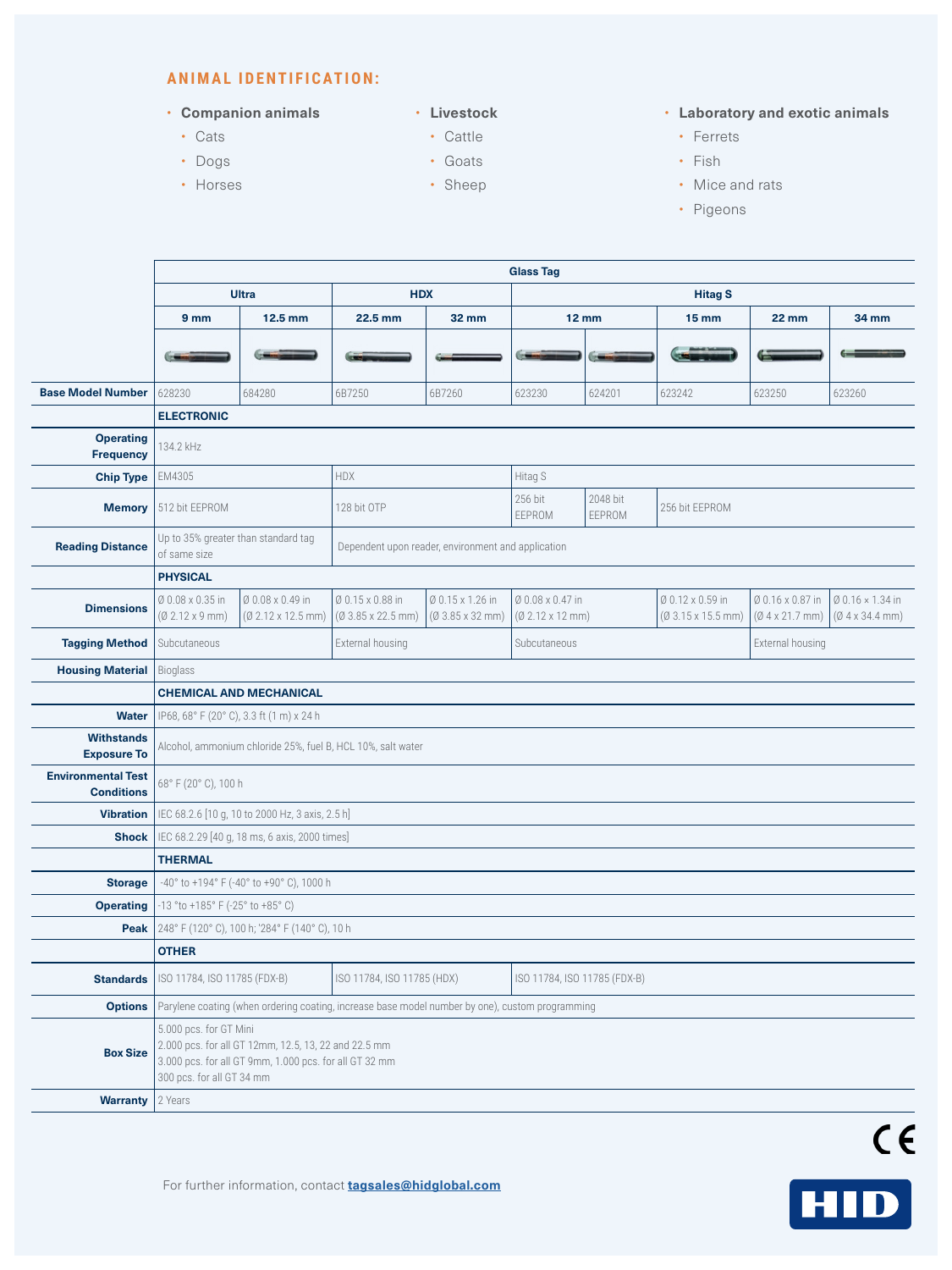## ANIMAL IDENTIFICATION:

- **Companion animals**
  - Cats
  - Dogs
  - Horses
- **Livestock**
  - Cattle
  - Goats
  - Sheep
- **Laboratory and exotic animals**
  - Ferrets
  - Fish
  - Mice and rats
  - Pigeons

| | Glass Tag | | | | | | | | |
|---|---|---|---|---|---|---|---|---|---|
| | Ultra | | HDX | | Hitag S | | | | |
| | 9 mm | 12.5 mm | 22.5 mm | 32 mm | 12 mm | | 15 mm | 22 mm | 34 mm |
| **Base Model Number** | 628230 | 684280 | 6B7250 | 6B7260 | 623230 | 624201 | 623242 | 623250 | 623260 |
| | **ELECTRONIC** | | | | | | | | |
| **Operating Frequency** | 134.2 kHz | | | | | | | | |
| **Chip Type** | EM4305 | | HDX | | Hitag S | | | | |
| **Memory** | 512 bit EEPROM | | 128 bit OTP | | 256 bit EEPROM | 2048 bit EEPROM | 256 bit EEPROM | | |
| **Reading Distance** | Up to 35% greater than standard tag of same size | | Dependent upon reader, environment and application | | | | | | |
| | **PHYSICAL** | | | | | | | | |
| **Dimensions** | Ø 0.08 x 0.35 in (Ø 2.12 x 9 mm) | Ø 0.08 x 0.49 in (Ø 2.12 x 12.5 mm) | Ø 0.15 x 0.88 in (Ø 3.85 x 22.5 mm) | Ø 0.15 x 1.26 in (Ø 3.85 x 32 mm) | Ø 0.08 x 0.47 in (Ø 2.12 x 12 mm) | | Ø 0.12 x 0.59 in (Ø 3.15 x 15.5 mm) | Ø 0.16 x 0.87 in (Ø 4 x 21.7 mm) | Ø 0.16 × 1.34 in (Ø 4 x 34.4 mm) |
| **Tagging Method** | Subcutaneous | | External housing | | Subcutaneous | | | External housing | |
| **Housing Material** | Bioglass | | | | | | | | |
| | **CHEMICAL AND MECHANICAL** | | | | | | | | |
| **Water** | IP68, 68° F (20° C), 3.3 ft (1 m) x 24 h | | | | | | | | |
| **Withstands Exposure To** | Alcohol, ammonium chloride 25%, fuel B, HCL 10%, salt water | | | | | | | | |
| **Environmental Test Conditions** | 68° F (20° C), 100 h | | | | | | | | |
| **Vibration** | IEC 68.2.6 [10 g, 10 to 2000 Hz, 3 axis, 2.5 h] | | | | | | | | |
| **Shock** | IEC 68.2.29 [40 g, 18 ms, 6 axis, 2000 times] | | | | | | | | |
| | **THERMAL** | | | | | | | | |
| **Storage** | -40° to +194° F (-40° to +90° C), 1000 h | | | | | | | | |
| **Operating** | -13 °to +185° F (-25° to +85° C) | | | | | | | | |
| **Peak** | 248° F (120° C), 100 h; '284° F (140° C), 10 h | | | | | | | | |
| | **OTHER** | | | | | | | | |
| **Standards** | ISO 11784, ISO 11785 (FDX-B) | | ISO 11784, ISO 11785 (HDX) | | ISO 11784, ISO 11785 (FDX-B) | | | | |
| **Options** | Parylene coating (when ordering coating, increase base model number by one), custom programming | | | | | | | | |
| **Box Size** | 5.000 pcs. for GT Mini<br>2.000 pcs. for all GT 12mm, 12.5, 13, 22 and 22.5 mm<br>3.000 pcs. for all GT 9mm, 1.000 pcs. for all GT 32 mm<br>300 pcs. for all GT 34 mm | | | | | | | | |
| **Warranty** | 2 Years | | | | | | | | |

CE

For further information, contact **tagsales@hidglobal.com**

HID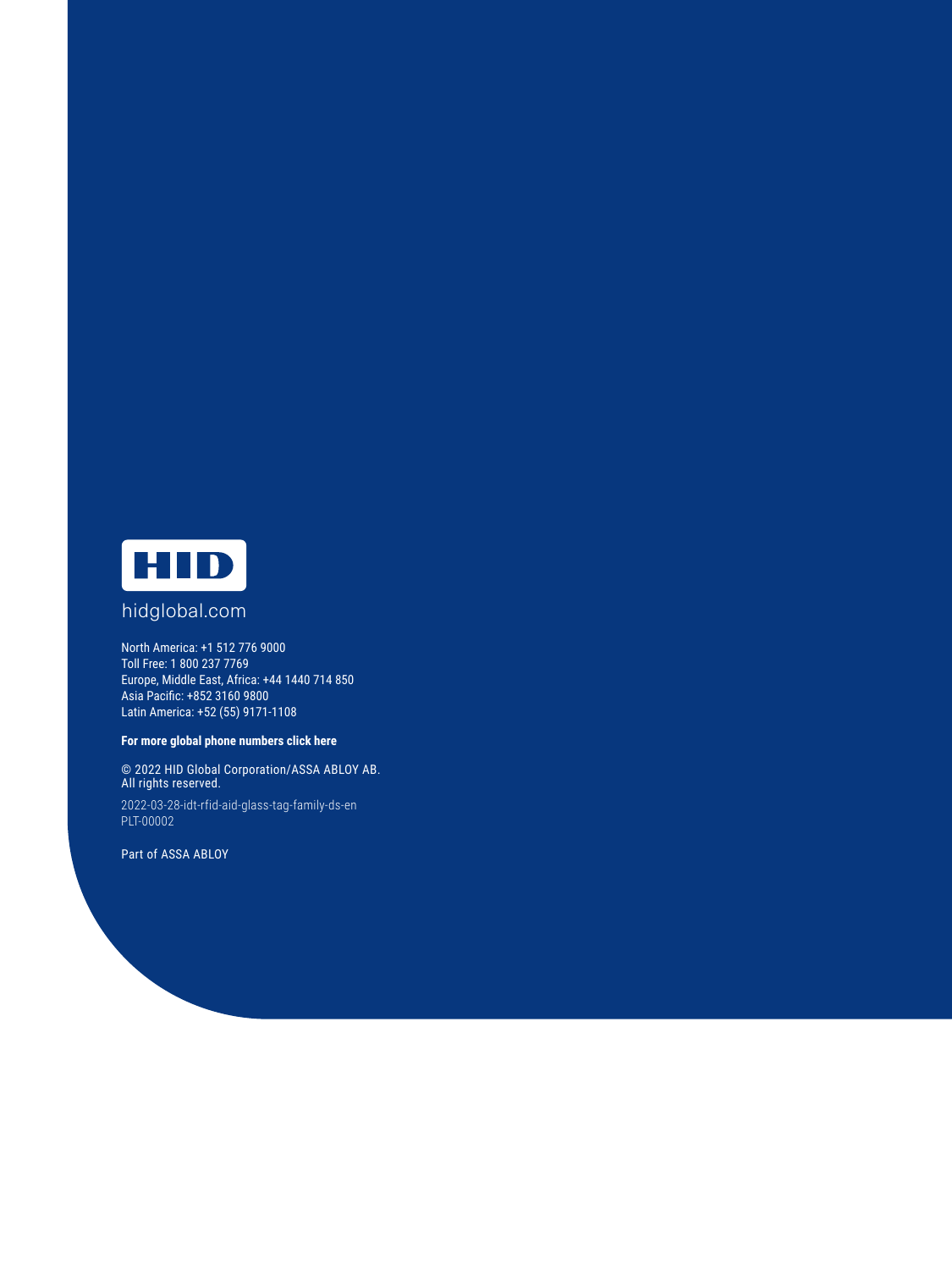HID

hidglobal.com

North America: +1 512 776 9000
Toll Free: 1 800 237 7769
Europe, Middle East, Africa: +44 1440 714 850
Asia Pacific: +852 3160 9800
Latin America: +52 (55) 9171-1108

**For more global phone numbers click here**

© 2022 HID Global Corporation/ASSA ABLOY AB.
All rights reserved.

2022-03-28-idt-rfid-aid-glass-tag-family-ds-en
PLT-00002

Part of ASSA ABLOY